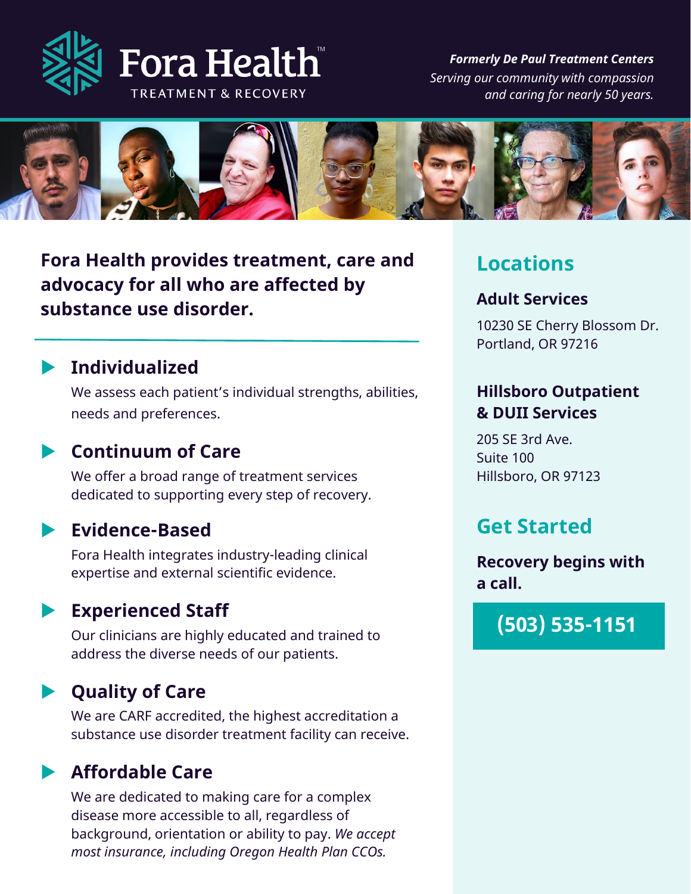# Fora Health™

TREATMENT & RECOVERY

***Formerly De Paul Treatment Centers***

*Serving our community with compassion and caring for nearly 50 years.*

**Fora Health provides treatment, care and advocacy for all who are affected by substance use disorder.**

## Individualized

We assess each patient's individual strengths, abilities, needs and preferences.

## Continuum of Care

We offer a broad range of treatment services dedicated to supporting every step of recovery.

## Evidence-Based

Fora Health integrates industry-leading clinical expertise and external scientific evidence.

## Experienced Staff

Our clinicians are highly educated and trained to address the diverse needs of our patients.

## Quality of Care

We are CARF accredited, the highest accreditation a substance use disorder treatment facility can receive.

## Affordable Care

We are dedicated to making care for a complex disease more accessible to all, regardless of background, orientation or ability to pay. *We accept most insurance, including Oregon Health Plan CCOs.*

## Locations

### Adult Services

10230 SE Cherry Blossom Dr.
Portland, OR 97216

### Hillsboro Outpatient & DUII Services

205 SE 3rd Ave.
Suite 100
Hillsboro, OR 97123

## Get Started

**Recovery begins with a call.**

**(503) 535-1151**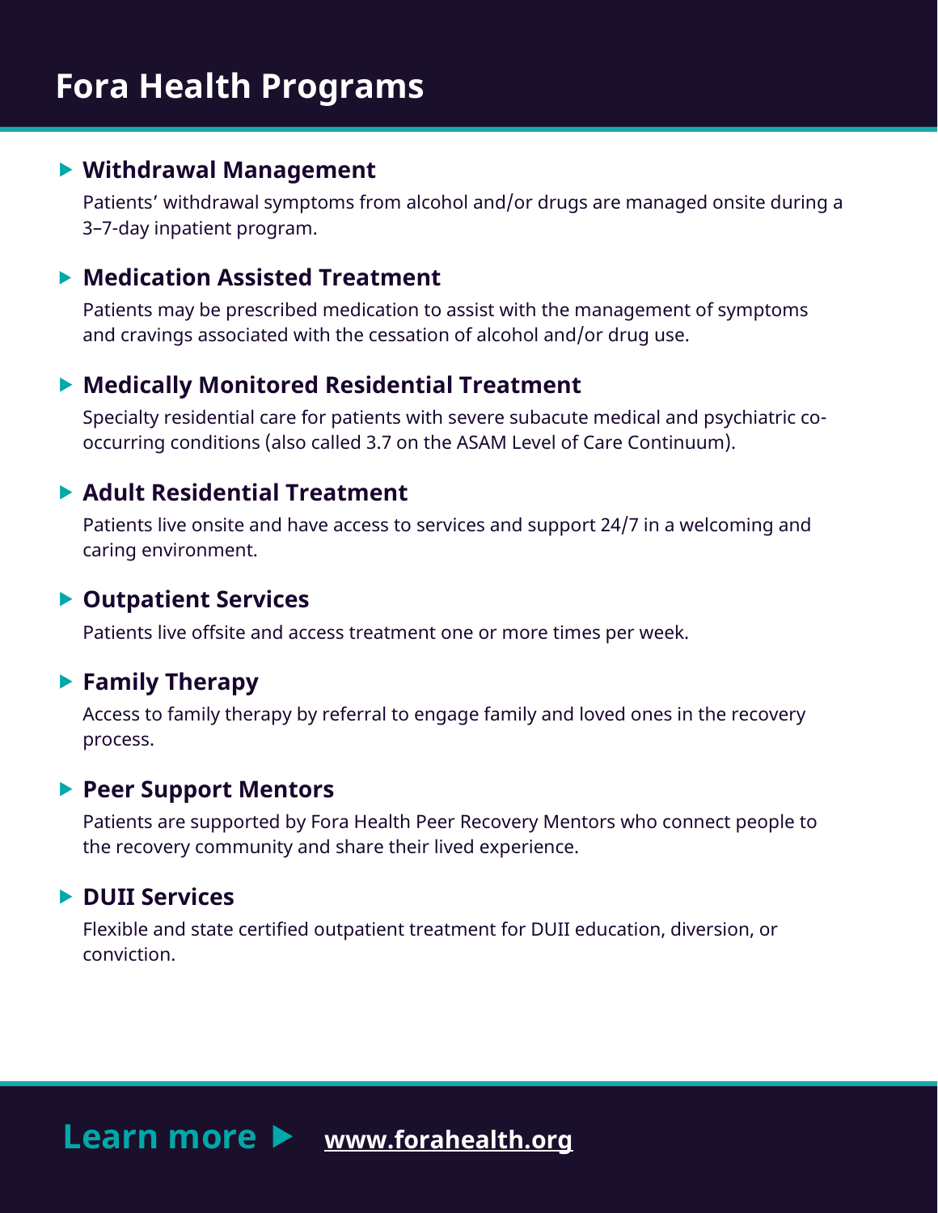# Fora Health Programs

## Withdrawal Management

Patients' withdrawal symptoms from alcohol and/or drugs are managed onsite during a 3–7-day inpatient program.

## Medication Assisted Treatment

Patients may be prescribed medication to assist with the management of symptoms and cravings associated with the cessation of alcohol and/or drug use.

## Medically Monitored Residential Treatment

Specialty residential care for patients with severe subacute medical and psychiatric co-occurring conditions (also called 3.7 on the ASAM Level of Care Continuum).

## Adult Residential Treatment

Patients live onsite and have access to services and support 24/7 in a welcoming and caring environment.

## Outpatient Services

Patients live offsite and access treatment one or more times per week.

## Family Therapy

Access to family therapy by referral to engage family and loved ones in the recovery process.

## Peer Support Mentors

Patients are supported by Fora Health Peer Recovery Mentors who connect people to the recovery community and share their lived experience.

## DUII Services

Flexible and state certified outpatient treatment for DUII education, diversion, or conviction.

**Learn more** ▶ **www.forahealth.org**